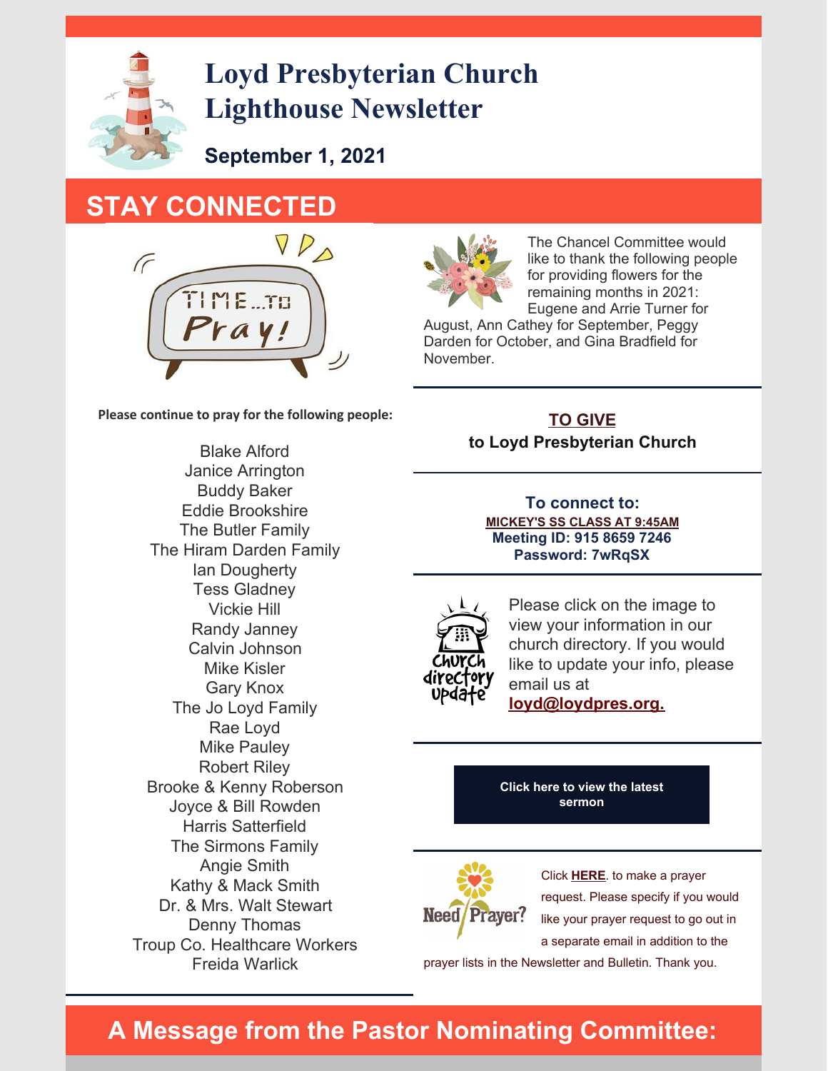# Loyd Presbyterian Church Lighthouse Newsletter

**September 1, 2021**

## STAY CONNECTED

**Please continue to pray for the following people:**

Blake Alford
Janice Arrington
Buddy Baker
Eddie Brookshire
The Butler Family
The Hiram Darden Family
Ian Dougherty
Tess Gladney
Vickie Hill
Randy Janney
Calvin Johnson
Mike Kisler
Gary Knox
The Jo Loyd Family
Rae Loyd
Mike Pauley
Robert Riley
Brooke & Kenny Roberson
Joyce & Bill Rowden
Harris Satterfield
The Sirmons Family
Angie Smith
Kathy & Mack Smith
Dr. & Mrs. Walt Stewart
Denny Thomas
Troup Co. Healthcare Workers
Freida Warlick

The Chancel Committee would like to thank the following people for providing flowers for the remaining months in 2021: Eugene and Arrie Turner for August, Ann Cathey for September, Peggy Darden for October, and Gina Bradfield for November.

**TO GIVE**
**to Loyd Presbyterian Church**

**To connect to:**
**MICKEY'S SS CLASS AT 9:45AM**
**Meeting ID: 915 8659 7246**
**Password: 7wRqSX**

Please click on the image to view your information in our church directory. If you would like to update your info, please email us at **loyd@loydpres.org.**

**Click here to view the latest sermon**

Click **HERE**. to make a prayer request. Please specify if you would like your prayer request to go out in a separate email in addition to the prayer lists in the Newsletter and Bulletin. Thank you.

## A Message from the Pastor Nominating Committee: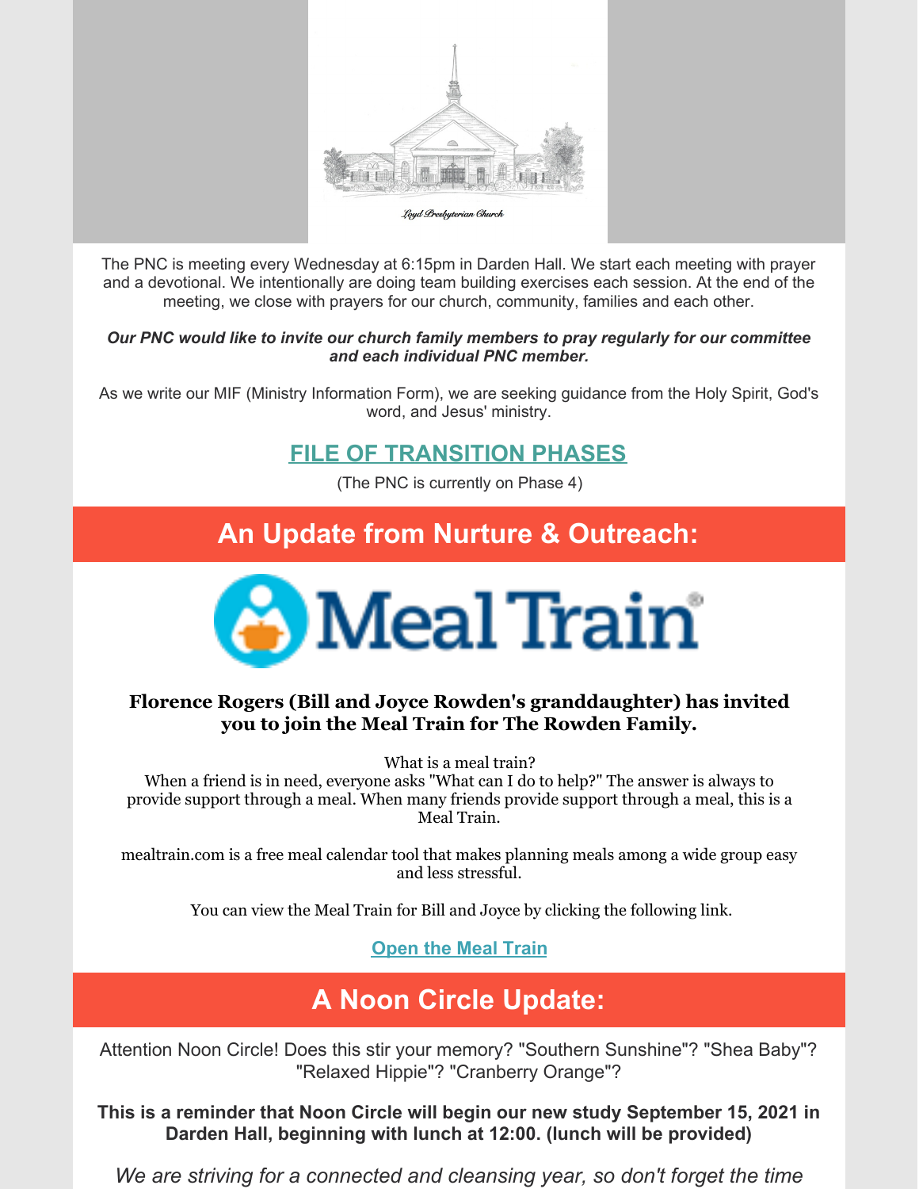Loyd Presbyterian Church

The PNC is meeting every Wednesday at 6:15pm in Darden Hall. We start each meeting with prayer and a devotional. We intentionally are doing team building exercises each session. At the end of the meeting, we close with prayers for our church, community, families and each other.

***Our PNC would like to invite our church family members to pray regularly for our committee and each individual PNC member.***

As we write our MIF (Ministry Information Form), we are seeking guidance from the Holy Spirit, God's word, and Jesus' ministry.

## FILE OF TRANSITION PHASES

(The PNC is currently on Phase 4)

## An Update from Nurture & Outreach:

### Florence Rogers (Bill and Joyce Rowden's granddaughter) has invited you to join the Meal Train for The Rowden Family.

What is a meal train?
When a friend is in need, everyone asks "What can I do to help?" The answer is always to provide support through a meal. When many friends provide support through a meal, this is a Meal Train.

mealtrain.com is a free meal calendar tool that makes planning meals among a wide group easy and less stressful.

You can view the Meal Train for Bill and Joyce by clicking the following link.

**Open the Meal Train**

## A Noon Circle Update:

Attention Noon Circle! Does this stir your memory? "Southern Sunshine"? "Shea Baby"? "Relaxed Hippie"? "Cranberry Orange"?

**This is a reminder that Noon Circle will begin our new study September 15, 2021 in Darden Hall, beginning with lunch at 12:00. (lunch will be provided)**

*We are striving for a connected and cleansing year, so don't forget the time*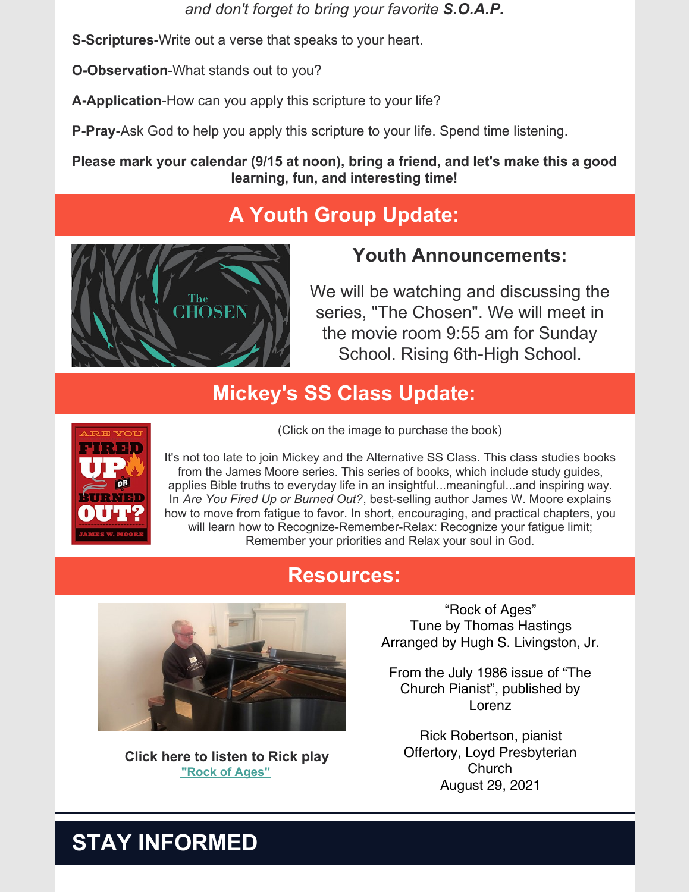*and don't forget to bring your favorite **S.O.A.P.***

**S-Scriptures**-Write out a verse that speaks to your heart.

**O-Observation**-What stands out to you?

**A-Application**-How can you apply this scripture to your life?

**P-Pray**-Ask God to help you apply this scripture to your life. Spend time listening.

**Please mark your calendar (9/15 at noon), bring a friend, and let's make this a good learning, fun, and interesting time!**

## A Youth Group Update:

### Youth Announcements:

We will be watching and discussing the series, "The Chosen". We will meet in the movie room 9:55 am for Sunday School. Rising 6th-High School.

## Mickey's SS Class Update:

(Click on the image to purchase the book)

It's not too late to join Mickey and the Alternative SS Class. This class studies books from the James Moore series. This series of books, which include study guides, applies Bible truths to everyday life in an insightful...meaningful...and inspiring way. In *Are You Fired Up or Burned Out?*, best-selling author James W. Moore explains how to move from fatigue to favor. In short, encouraging, and practical chapters, you will learn how to Recognize-Remember-Relax: Recognize your fatigue limit; Remember your priorities and Relax your soul in God.

## Resources:

**Click here to listen to Rick play "Rock of Ages"**

"Rock of Ages"
Tune by Thomas Hastings
Arranged by Hugh S. Livingston, Jr.

From the July 1986 issue of "The Church Pianist", published by Lorenz

Rick Robertson, pianist
Offertory, Loyd Presbyterian Church
August 29, 2021

# STAY INFORMED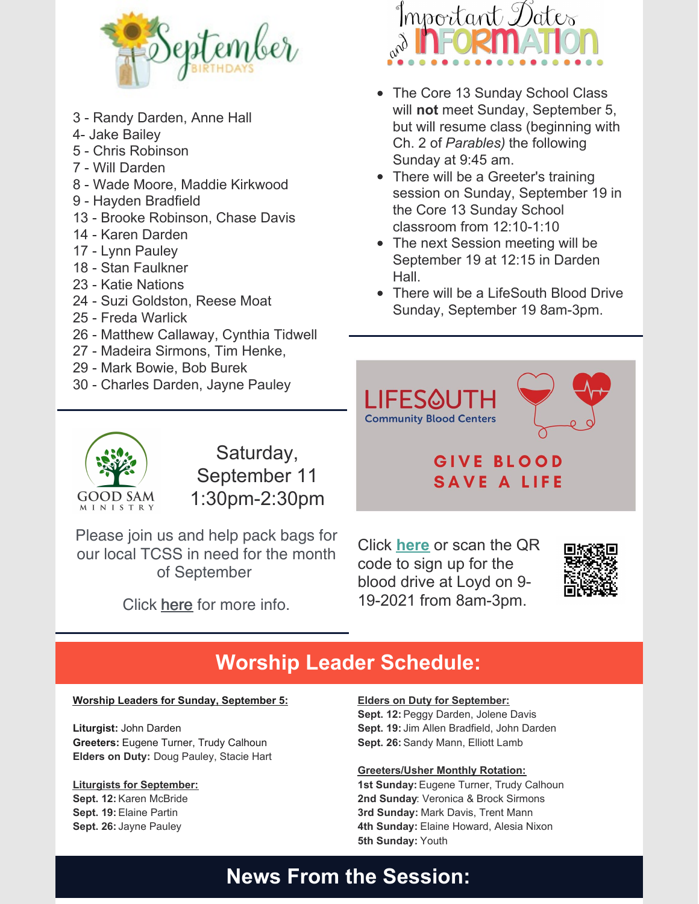## September Birthdays

3 - Randy Darden, Anne Hall
4- Jake Bailey
5 - Chris Robinson
7 - Will Darden
8 - Wade Moore, Maddie Kirkwood
9 - Hayden Bradfield
13 - Brooke Robinson, Chase Davis
14 - Karen Darden
17 - Lynn Pauley
18 - Stan Faulkner
23 - Katie Nations
24 - Suzi Goldston, Reese Moat
25 - Freda Warlick
26 - Matthew Callaway, Cynthia Tidwell
27 - Madeira Sirmons, Tim Henke,
29 - Mark Bowie, Bob Burek
30 - Charles Darden, Jayne Pauley

GOOD SAM MINISTRY

Saturday, September 11
1:30pm-2:30pm

Please join us and help pack bags for our local TCSS in need for the month of September

Click here for more info.

## Important Dates and Information

- The Core 13 Sunday School Class will **not** meet Sunday, September 5, but will resume class (beginning with Ch. 2 of *Parables)* the following Sunday at 9:45 am.
- There will be a Greeter's training session on Sunday, September 19 in the Core 13 Sunday School classroom from 12:10-1:10
- The next Session meeting will be September 19 at 12:15 in Darden Hall.
- There will be a LifeSouth Blood Drive Sunday, September 19 8am-3pm.

LIFESOUTH Community Blood Centers

GIVE BLOOD SAVE A LIFE

Click here or scan the QR code to sign up for the blood drive at Loyd on 9-19-2021 from 8am-3pm.

## Worship Leader Schedule:

**Worship Leaders for Sunday, September 5:**

**Liturgist:** John Darden
**Greeters:** Eugene Turner, Trudy Calhoun
**Elders on Duty:** Doug Pauley, Stacie Hart

**Liturgists for September:**
**Sept. 12:** Karen McBride
**Sept. 19:** Elaine Partin
**Sept. 26:** Jayne Pauley

**Elders on Duty for September:**
**Sept. 12:** Peggy Darden, Jolene Davis
**Sept. 19:** Jim Allen Bradfield, John Darden
**Sept. 26:** Sandy Mann, Elliott Lamb

**Greeters/Usher Monthly Rotation:**
**1st Sunday:** Eugene Turner, Trudy Calhoun
**2nd Sunday**: Veronica & Brock Sirmons
**3rd Sunday:** Mark Davis, Trent Mann
**4th Sunday:** Elaine Howard, Alesia Nixon
**5th Sunday:** Youth

## News From the Session: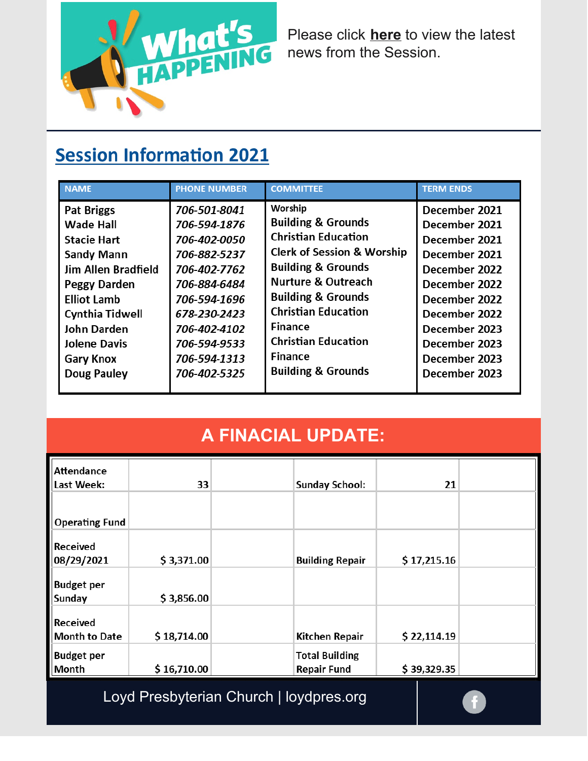What's HAPPENING

Please click **here** to view the latest news from the Session.

## Session Information 2021

| NAME | PHONE NUMBER | COMMITTEE | TERM ENDS |
|---|---|---|---|
| Pat Briggs | *706-501-8041* | Worship | December 2021 |
| Wade Hall | *706-594-1876* | Building & Grounds | December 2021 |
| Stacie Hart | *706-402-0050* | Christian Education | December 2021 |
| Sandy Mann | *706-882-5237* | Clerk of Session & Worship | December 2021 |
| Jim Allen Bradfield | *706-402-7762* | Building & Grounds | December 2022 |
| Peggy Darden | *706-884-6484* | Nurture & Outreach | December 2022 |
| Elliot Lamb | *706-594-1696* | Building & Grounds | December 2022 |
| Cynthia Tidwell | *678-230-2423* | Christian Education | December 2022 |
| John Darden | *706-402-4102* | Finance | December 2023 |
| Jolene Davis | *706-594-9533* | Christian Education | December 2023 |
| Gary Knox | *706-594-1313* | Finance | December 2023 |
| Doug Pauley | *706-402-5325* | Building & Grounds | December 2023 |

## A FINACIAL UPDATE:

| | | | | | |
|---|---|---|---|---|---|
| Attendance Last Week: | 33 | | Sunday School: | 21 | |
| Operating Fund | | | | | |
| Received 08/29/2021 | $ 3,371.00 | | **Building Repair** | $ 17,215.16 | |
| Budget per Sunday | $ 3,856.00 | | | | |
| Received Month to Date | $ 18,714.00 | | Kitchen Repair | $ 22,114.19 | |
| Budget per Month | $ 16,710.00 | | Total Building Repair Fund | $ 39,329.35 | |

Loyd Presbyterian Church | loydpres.org